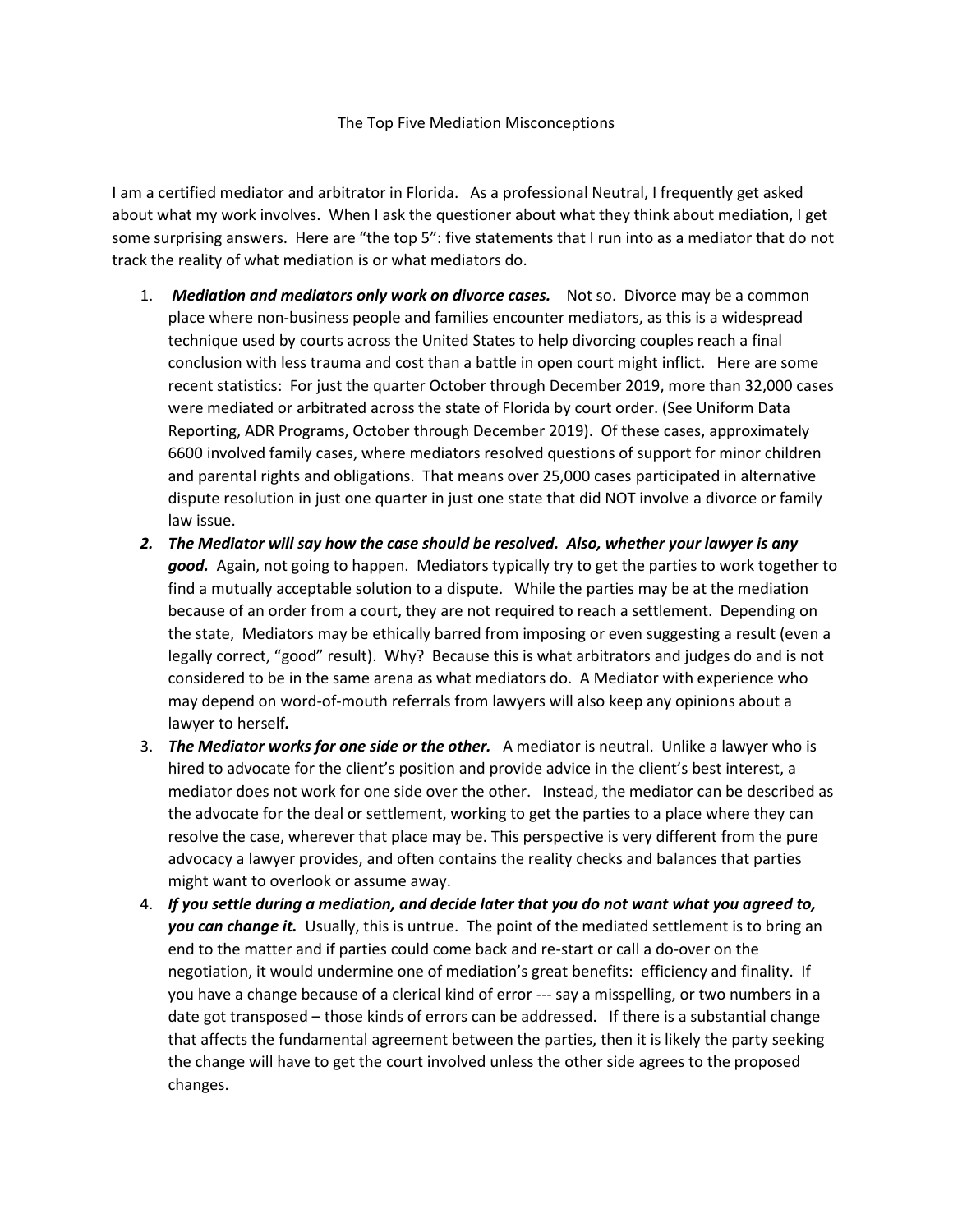# The Top Five Mediation Misconceptions

I am a certified mediator and arbitrator in Florida. As a professional Neutral, I frequently get asked about what my work involves. When I ask the questioner about what they think about mediation, I get some surprising answers. Here are "the top 5": five statements that I run into as a mediator that do not track the reality of what mediation is or what mediators do.

1. ***Mediation and mediators only work on divorce cases.*** Not so. Divorce may be a common place where non-business people and families encounter mediators, as this is a widespread technique used by courts across the United States to help divorcing couples reach a final conclusion with less trauma and cost than a battle in open court might inflict. Here are some recent statistics: For just the quarter October through December 2019, more than 32,000 cases were mediated or arbitrated across the state of Florida by court order. (See Uniform Data Reporting, ADR Programs, October through December 2019). Of these cases, approximately 6600 involved family cases, where mediators resolved questions of support for minor children and parental rights and obligations. That means over 25,000 cases participated in alternative dispute resolution in just one quarter in just one state that did NOT involve a divorce or family law issue.
2. ***The Mediator will say how the case should be resolved. Also, whether your lawyer is any good.*** Again, not going to happen. Mediators typically try to get the parties to work together to find a mutually acceptable solution to a dispute. While the parties may be at the mediation because of an order from a court, they are not required to reach a settlement. Depending on the state, Mediators may be ethically barred from imposing or even suggesting a result (even a legally correct, "good" result). Why? Because this is what arbitrators and judges do and is not considered to be in the same arena as what mediators do. A Mediator with experience who may depend on word-of-mouth referrals from lawyers will also keep any opinions about a lawyer to herself.
3. ***The Mediator works for one side or the other.*** A mediator is neutral. Unlike a lawyer who is hired to advocate for the client's position and provide advice in the client's best interest, a mediator does not work for one side over the other. Instead, the mediator can be described as the advocate for the deal or settlement, working to get the parties to a place where they can resolve the case, wherever that place may be. This perspective is very different from the pure advocacy a lawyer provides, and often contains the reality checks and balances that parties might want to overlook or assume away.
4. ***If you settle during a mediation, and decide later that you do not want what you agreed to, you can change it.*** Usually, this is untrue. The point of the mediated settlement is to bring an end to the matter and if parties could come back and re-start or call a do-over on the negotiation, it would undermine one of mediation's great benefits: efficiency and finality. If you have a change because of a clerical kind of error --- say a misspelling, or two numbers in a date got transposed – those kinds of errors can be addressed. If there is a substantial change that affects the fundamental agreement between the parties, then it is likely the party seeking the change will have to get the court involved unless the other side agrees to the proposed changes.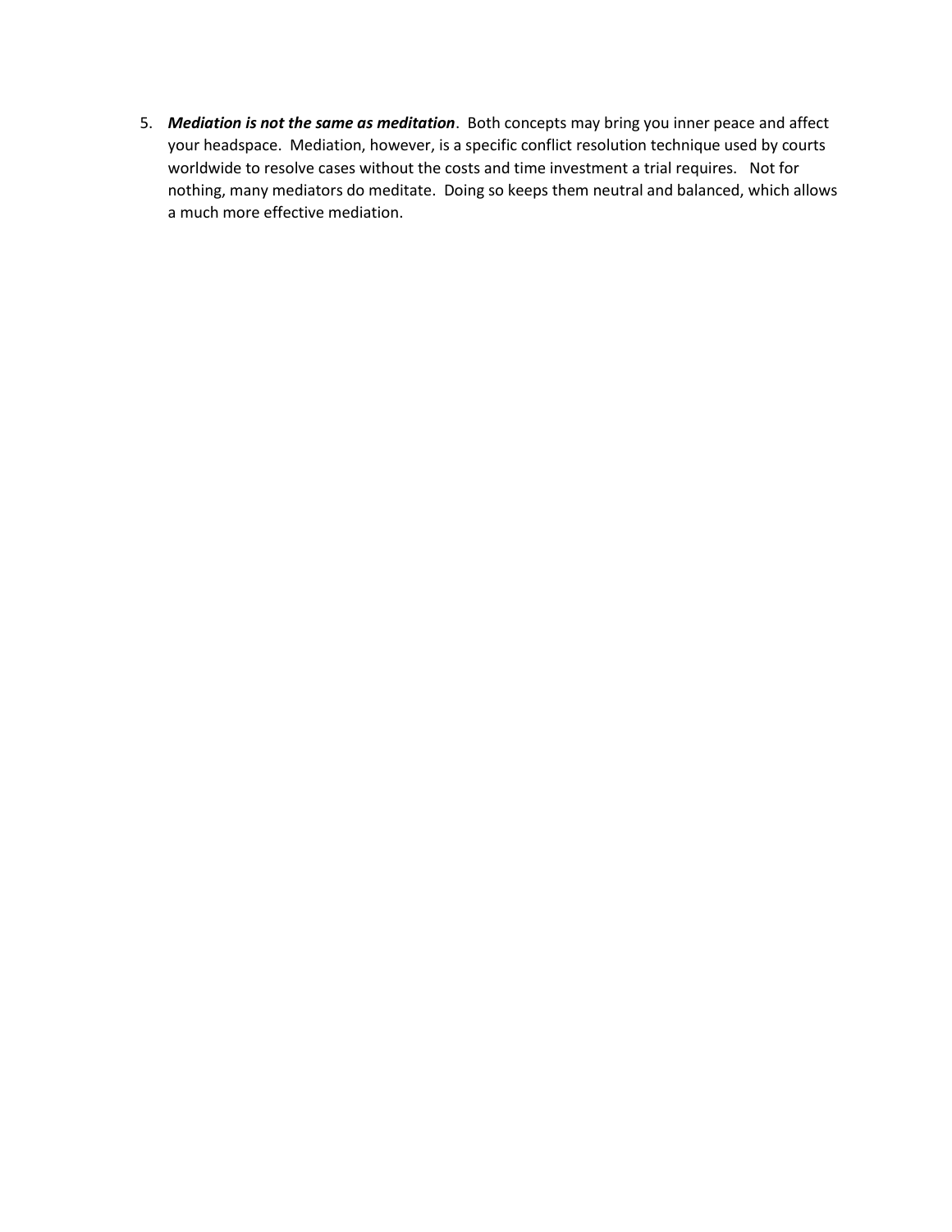5. ***Mediation is not the same as meditation***. Both concepts may bring you inner peace and affect your headspace. Mediation, however, is a specific conflict resolution technique used by courts worldwide to resolve cases without the costs and time investment a trial requires. Not for nothing, many mediators do meditate. Doing so keeps them neutral and balanced, which allows a much more effective mediation.